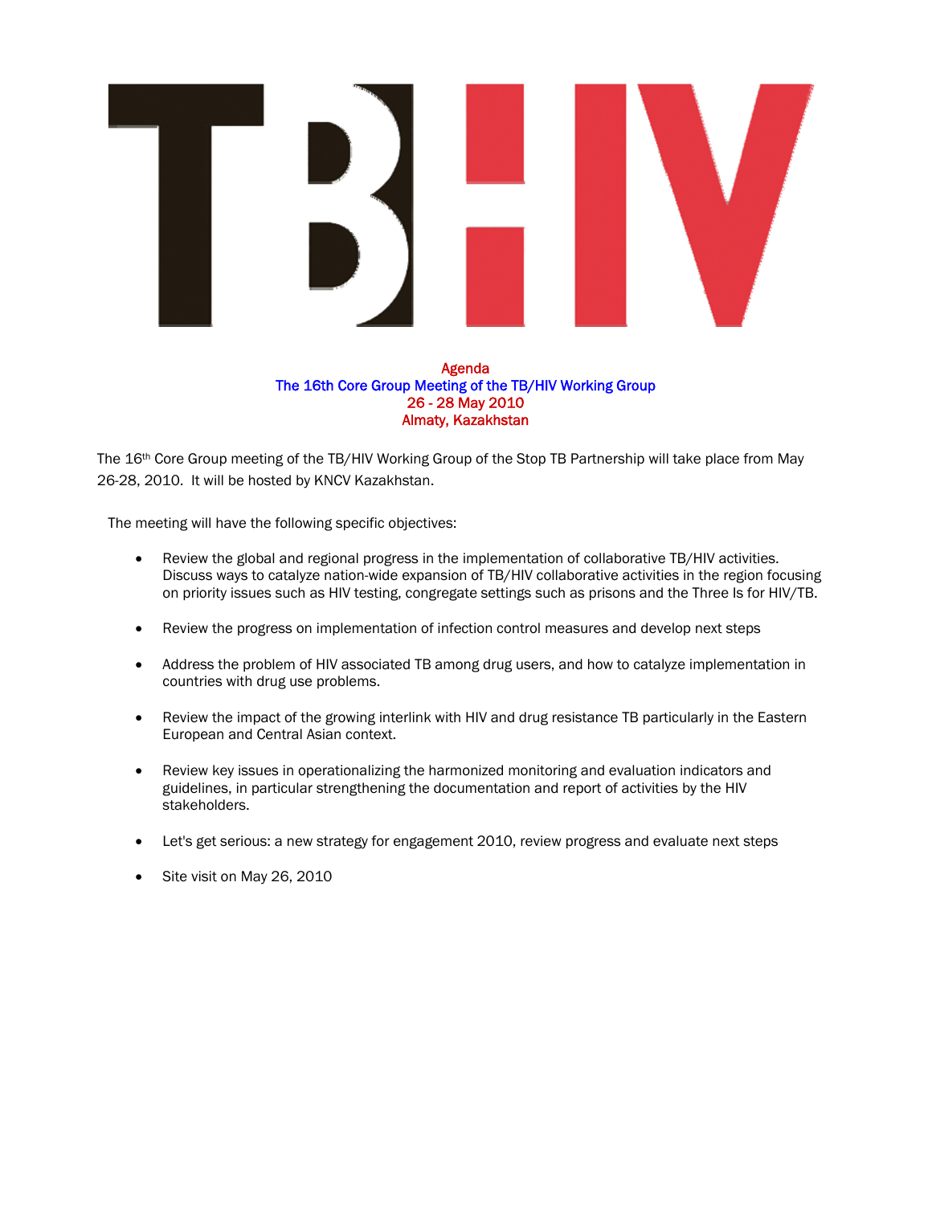# TB/HIV

**Agenda**
**The 16th Core Group Meeting of the TB/HIV Working Group**
**26 - 28 May 2010**
**Almaty, Kazakhstan**

The 16th Core Group meeting of the TB/HIV Working Group of the Stop TB Partnership will take place from May 26-28, 2010. It will be hosted by KNCV Kazakhstan.

The meeting will have the following specific objectives:

- Review the global and regional progress in the implementation of collaborative TB/HIV activities. Discuss ways to catalyze nation-wide expansion of TB/HIV collaborative activities in the region focusing on priority issues such as HIV testing, congregate settings such as prisons and the Three Is for HIV/TB.
- Review the progress on implementation of infection control measures and develop next steps
- Address the problem of HIV associated TB among drug users, and how to catalyze implementation in countries with drug use problems.
- Review the impact of the growing interlink with HIV and drug resistance TB particularly in the Eastern European and Central Asian context.
- Review key issues in operationalizing the harmonized monitoring and evaluation indicators and guidelines, in particular strengthening the documentation and report of activities by the HIV stakeholders.
- Let's get serious: a new strategy for engagement 2010, review progress and evaluate next steps
- Site visit on May 26, 2010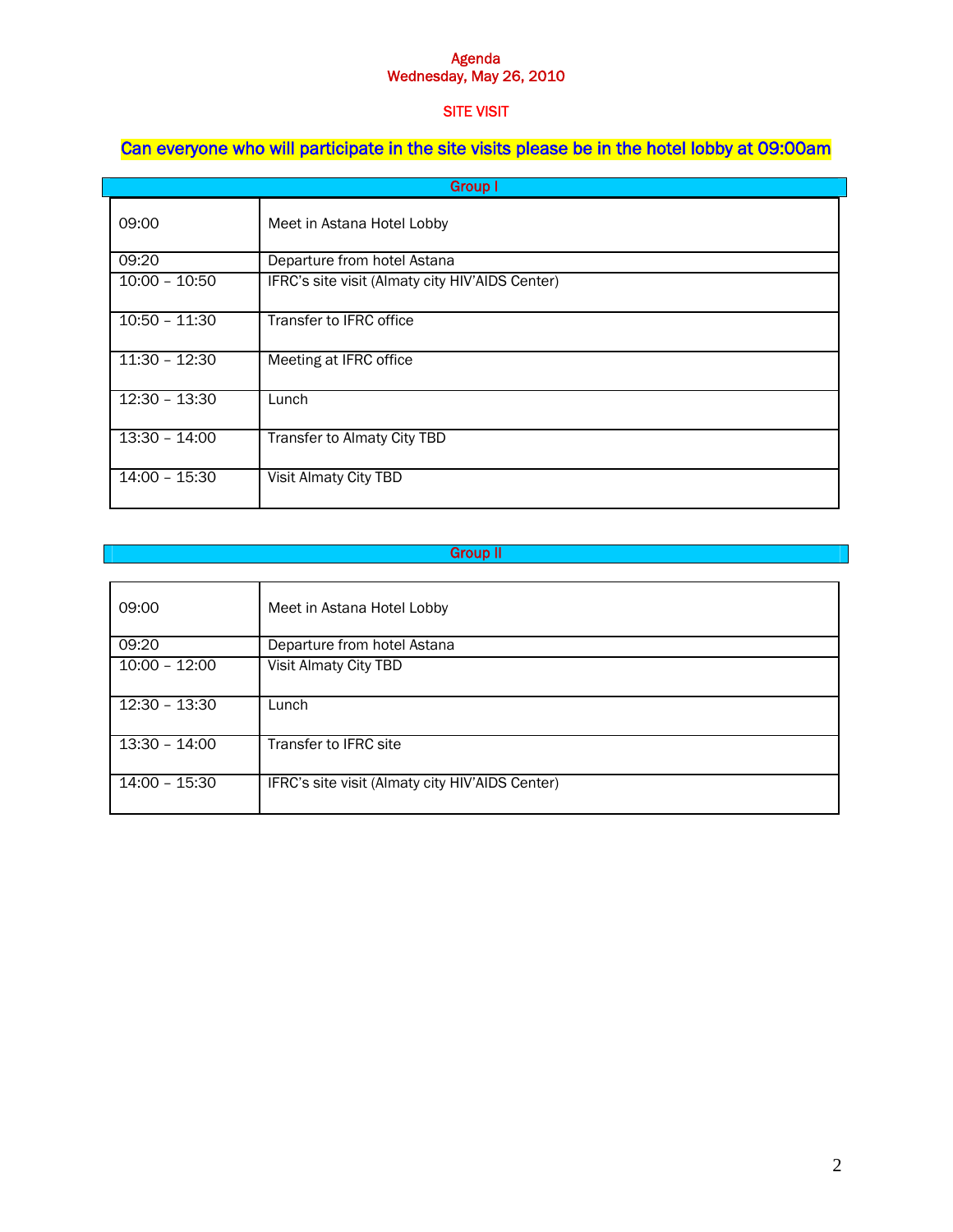# Agenda
## Wednesday, May 26, 2010

### SITE VISIT

**Can everyone who will participate in the site visits please be in the hotel lobby at 09:00am**

## Group I

| | |
|---|---|
| 09:00 | Meet in Astana Hotel Lobby |
| 09:20 | Departure from hotel Astana |
| 10:00 – 10:50 | IFRC's site visit (Almaty city HIV'AIDS Center) |
| 10:50 – 11:30 | Transfer to IFRC office |
| 11:30 – 12:30 | Meeting at IFRC office |
| 12:30 – 13:30 | Lunch |
| 13:30 – 14:00 | Transfer to Almaty City TBD |
| 14:00 – 15:30 | Visit Almaty City TBD |

## Group II

| | |
|---|---|
| 09:00 | Meet in Astana Hotel Lobby |
| 09:20 | Departure from hotel Astana |
| 10:00 – 12:00 | Visit Almaty City TBD |
| 12:30 – 13:30 | Lunch |
| 13:30 – 14:00 | Transfer to IFRC site |
| 14:00 – 15:30 | IFRC's site visit (Almaty city HIV'AIDS Center) |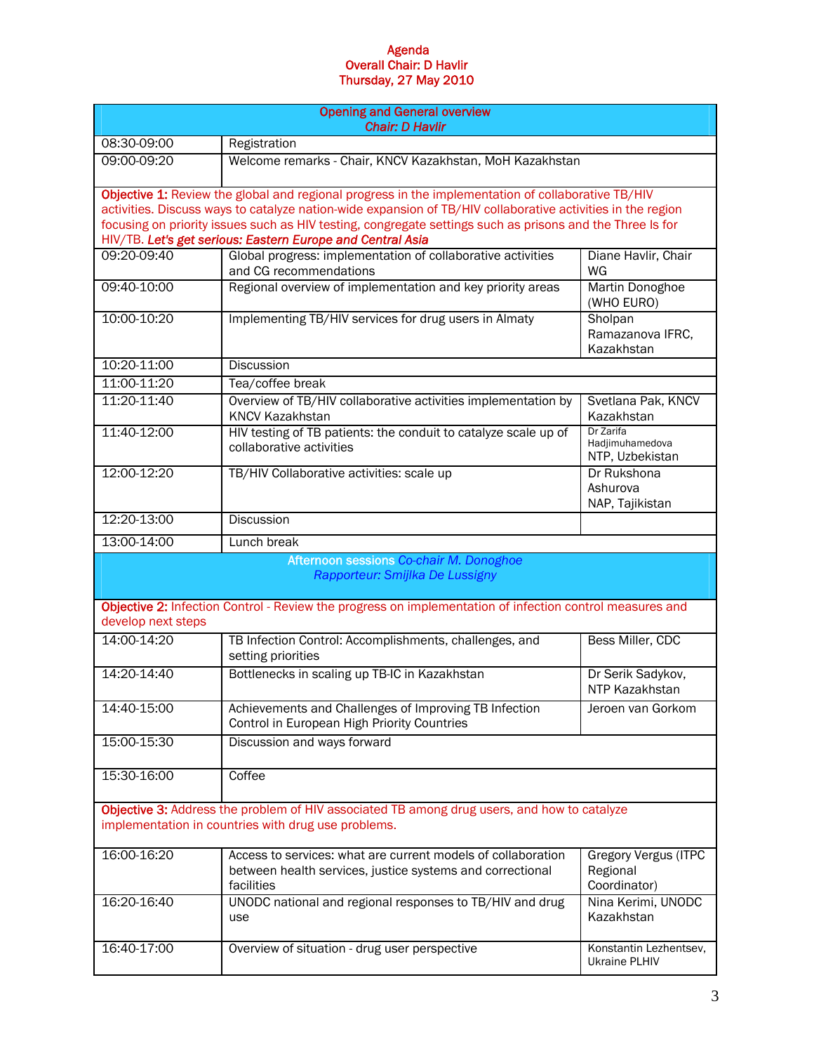# Agenda
## Overall Chair: D Havlir
## Thursday, 27 May 2010

| Opening and General overview *Chair: D Havlir* | | |
|---|---|---|
| 08:30-09:00 | Registration | |
| 09:00-09:20 | Welcome remarks - Chair, KNCV Kazakhstan, MoH Kazakhstan | |
| **Objective 1:** Review the global and regional progress in the implementation of collaborative TB/HIV activities. Discuss ways to catalyze nation-wide expansion of TB/HIV collaborative activities in the region focusing on priority issues such as HIV testing, congregate settings such as prisons and the Three Is for HIV/TB. ***Let's get serious: Eastern Europe and Central Asia*** | | |
| 09:20-09:40 | Global progress: implementation of collaborative activities and CG recommendations | Diane Havlir, Chair WG |
| 09:40-10:00 | Regional overview of implementation and key priority areas | Martin Donoghoe (WHO EURO) |
| 10:00-10:20 | Implementing TB/HIV services for drug users in Almaty | Sholpan Ramazanova IFRC, Kazakhstan |
| 10:20-11:00 | Discussion | |
| 11:00-11:20 | Tea/coffee break | |
| 11:20-11:40 | Overview of TB/HIV collaborative activities implementation by KNCV Kazakhstan | Svetlana Pak, KNCV Kazakhstan |
| 11:40-12:00 | HIV testing of TB patients: the conduit to catalyze scale up of collaborative activities | Dr Zarifa Hadjimuhamedova NTP, Uzbekistan |
| 12:00-12:20 | TB/HIV Collaborative activities: scale up | Dr Rukshona Ashurova NAP, Tajikistan |
| 12:20-13:00 | Discussion | |
| 13:00-14:00 | Lunch break | |
| Afternoon sessions *Co-chair M. Donoghoe* *Rapporteur: Smijlka De Lussigny* | | |
| **Objective 2:** Infection Control - Review the progress on implementation of infection control measures and develop next steps | | |
| 14:00-14:20 | TB Infection Control: Accomplishments, challenges, and setting priorities | Bess Miller, CDC |
| 14:20-14:40 | Bottlenecks in scaling up TB-IC in Kazakhstan | Dr Serik Sadykov, NTP Kazakhstan |
| 14:40-15:00 | Achievements and Challenges of Improving TB Infection Control in European High Priority Countries | Jeroen van Gorkom |
| 15:00-15:30 | Discussion and ways forward | |
| 15:30-16:00 | Coffee | |
| **Objective 3:** Address the problem of HIV associated TB among drug users, and how to catalyze implementation in countries with drug use problems. | | |
| 16:00-16:20 | Access to services: what are current models of collaboration between health services, justice systems and correctional facilities | Gregory Vergus (ITPC Regional Coordinator) |
| 16:20-16:40 | UNODC national and regional responses to TB/HIV and drug use | Nina Kerimi, UNODC Kazakhstan |
| 16:40-17:00 | Overview of situation - drug user perspective | Konstantin Lezhentsev, Ukraine PLHIV |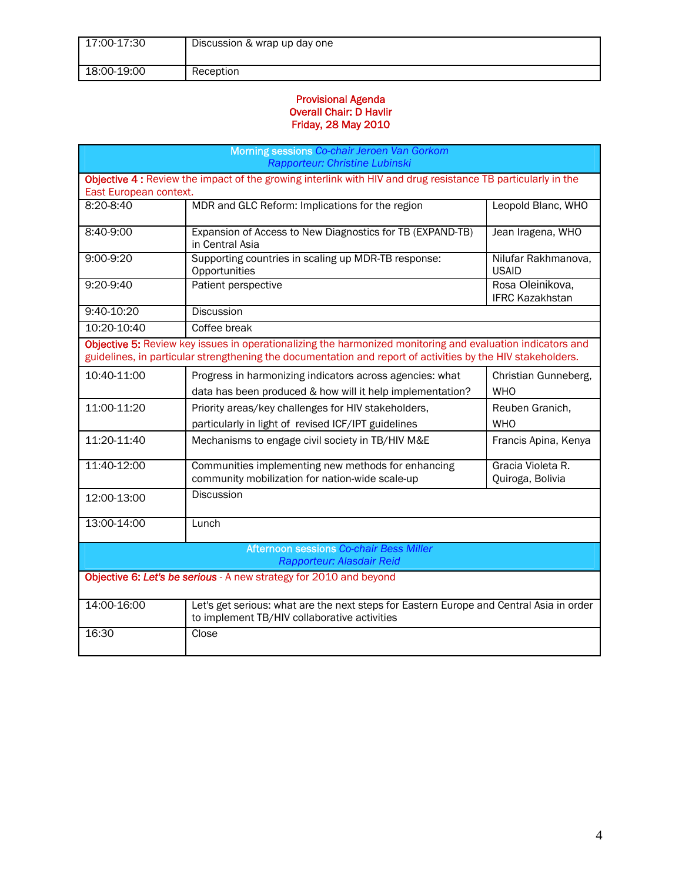| | |
|---|---|
| 17:00-17:30 | Discussion & wrap up day one |
| 18:00-19:00 | Reception |

**Provisional Agenda**
**Overall Chair: D Havlir**
**Friday, 28 May 2010**

| | | |
|---|---|---|
| **Morning sessions** *Co-chair Jeroen Van Gorkom* *Rapporteur: Christine Lubinski* | | |
| **Objective 4 :** Review the impact of the growing interlink with HIV and drug resistance TB particularly in the East European context. | | |
| 8:20-8:40 | MDR and GLC Reform: Implications for the region | Leopold Blanc, WHO |
| 8:40-9:00 | Expansion of Access to New Diagnostics for TB (EXPAND-TB) in Central Asia | Jean Iragena, WHO |
| 9:00-9:20 | Supporting countries in scaling up MDR-TB response: Opportunities | Nilufar Rakhmanova, USAID |
| 9:20-9:40 | Patient perspective | Rosa Oleinikova, IFRC Kazakhstan |
| 9:40-10:20 | Discussion | |
| 10:20-10:40 | Coffee break | |
| **Objective 5:** Review key issues in operationalizing the harmonized monitoring and evaluation indicators and guidelines, in particular strengthening the documentation and report of activities by the HIV stakeholders. | | |
| 10:40-11:00 | Progress in harmonizing indicators across agencies: what data has been produced & how will it help implementation? | Christian Gunneberg, WHO |
| 11:00-11:20 | Priority areas/key challenges for HIV stakeholders, particularly in light of revised ICF/IPT guidelines | Reuben Granich, WHO |
| 11:20-11:40 | Mechanisms to engage civil society in TB/HIV M&E | Francis Apina, Kenya |
| 11:40-12:00 | Communities implementing new methods for enhancing community mobilization for nation-wide scale-up | Gracia Violeta R. Quiroga, Bolivia |
| 12:00-13:00 | Discussion | |
| 13:00-14:00 | Lunch | |
| **Afternoon sessions** *Co-chair Bess Miller* *Rapporteur: Alasdair Reid* | | |
| **Objective 6:** ***Let's be serious*** - A new strategy for 2010 and beyond | | |
| 14:00-16:00 | Let's get serious: what are the next steps for Eastern Europe and Central Asia in order to implement TB/HIV collaborative activities | |
| 16:30 | Close | |